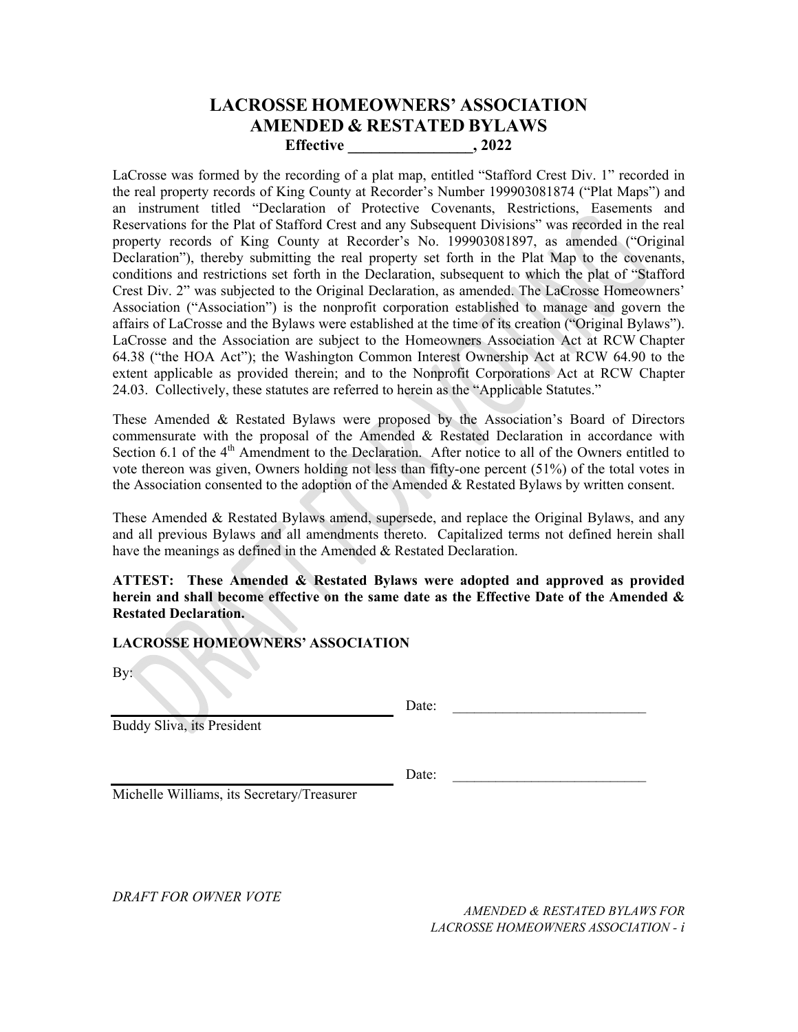# LACROSSE HOMEOWNERS' ASSOCIATION
# AMENDED & RESTATED BYLAWS
**Effective ________________, 2022**

LaCrosse was formed by the recording of a plat map, entitled "Stafford Crest Div. 1" recorded in the real property records of King County at Recorder's Number 199903081874 ("Plat Maps") and an instrument titled "Declaration of Protective Covenants, Restrictions, Easements and Reservations for the Plat of Stafford Crest and any Subsequent Divisions" was recorded in the real property records of King County at Recorder's No. 199903081897, as amended ("Original Declaration"), thereby submitting the real property set forth in the Plat Map to the covenants, conditions and restrictions set forth in the Declaration, subsequent to which the plat of "Stafford Crest Div. 2" was subjected to the Original Declaration, as amended. The LaCrosse Homeowners' Association ("Association") is the nonprofit corporation established to manage and govern the affairs of LaCrosse and the Bylaws were established at the time of its creation ("Original Bylaws"). LaCrosse and the Association are subject to the Homeowners Association Act at RCW Chapter 64.38 ("the HOA Act"); the Washington Common Interest Ownership Act at RCW 64.90 to the extent applicable as provided therein; and to the Nonprofit Corporations Act at RCW Chapter 24.03. Collectively, these statutes are referred to herein as the "Applicable Statutes."

These Amended & Restated Bylaws were proposed by the Association's Board of Directors commensurate with the proposal of the Amended & Restated Declaration in accordance with Section 6.1 of the 4th Amendment to the Declaration. After notice to all of the Owners entitled to vote thereon was given, Owners holding not less than fifty-one percent (51%) of the total votes in the Association consented to the adoption of the Amended & Restated Bylaws by written consent.

These Amended & Restated Bylaws amend, supersede, and replace the Original Bylaws, and any and all previous Bylaws and all amendments thereto. Capitalized terms not defined herein shall have the meanings as defined in the Amended & Restated Declaration.

**ATTEST: These Amended & Restated Bylaws were adopted and approved as provided herein and shall become effective on the same date as the Effective Date of the Amended & Restated Declaration.**

**LACROSSE HOMEOWNERS' ASSOCIATION**

By:

________________________________________ Date: ___________________________

Buddy Sliva, its President

________________________________________ Date: ___________________________

Michelle Williams, its Secretary/Treasurer

*DRAFT FOR OWNER VOTE*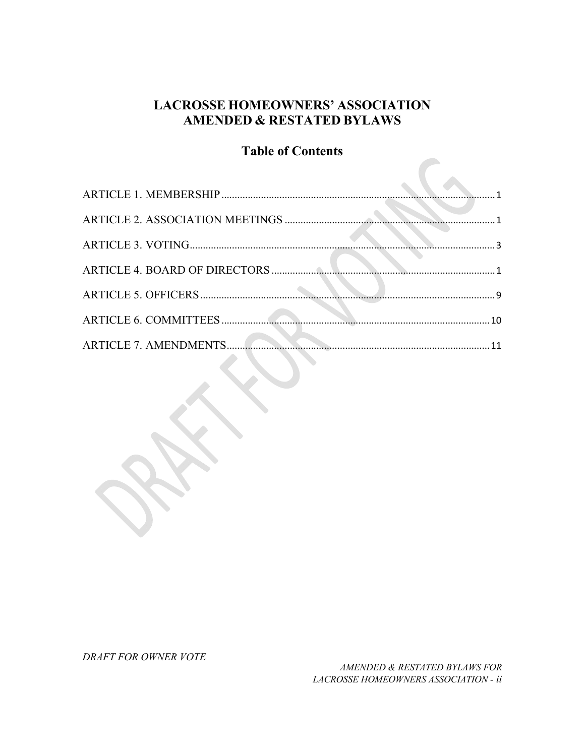# LACROSSE HOMEOWNERS' ASSOCIATION
# AMENDED & RESTATED BYLAWS

## Table of Contents

ARTICLE 1. MEMBERSHIP ........ 1

ARTICLE 2. ASSOCIATION MEETINGS ........ 1

ARTICLE 3. VOTING ........ 3

ARTICLE 4. BOARD OF DIRECTORS ........ 1

ARTICLE 5. OFFICERS ........ 9

ARTICLE 6. COMMITTEES ........ 10

ARTICLE 7. AMENDMENTS ........ 11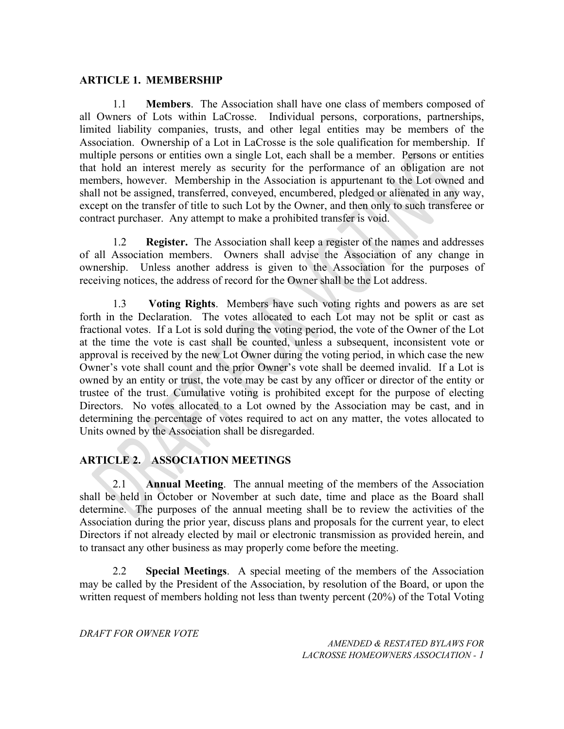## ARTICLE 1. MEMBERSHIP

1.1 **Members**. The Association shall have one class of members composed of all Owners of Lots within LaCrosse. Individual persons, corporations, partnerships, limited liability companies, trusts, and other legal entities may be members of the Association. Ownership of a Lot in LaCrosse is the sole qualification for membership. If multiple persons or entities own a single Lot, each shall be a member. Persons or entities that hold an interest merely as security for the performance of an obligation are not members, however. Membership in the Association is appurtenant to the Lot owned and shall not be assigned, transferred, conveyed, encumbered, pledged or alienated in any way, except on the transfer of title to such Lot by the Owner, and then only to such transferee or contract purchaser. Any attempt to make a prohibited transfer is void.

1.2 **Register.** The Association shall keep a register of the names and addresses of all Association members. Owners shall advise the Association of any change in ownership. Unless another address is given to the Association for the purposes of receiving notices, the address of record for the Owner shall be the Lot address.

1.3 **Voting Rights**. Members have such voting rights and powers as are set forth in the Declaration. The votes allocated to each Lot may not be split or cast as fractional votes. If a Lot is sold during the voting period, the vote of the Owner of the Lot at the time the vote is cast shall be counted, unless a subsequent, inconsistent vote or approval is received by the new Lot Owner during the voting period, in which case the new Owner's vote shall count and the prior Owner's vote shall be deemed invalid. If a Lot is owned by an entity or trust, the vote may be cast by any officer or director of the entity or trustee of the trust. Cumulative voting is prohibited except for the purpose of electing Directors. No votes allocated to a Lot owned by the Association may be cast, and in determining the percentage of votes required to act on any matter, the votes allocated to Units owned by the Association shall be disregarded.

## ARTICLE 2. ASSOCIATION MEETINGS

2.1 **Annual Meeting**. The annual meeting of the members of the Association shall be held in October or November at such date, time and place as the Board shall determine. The purposes of the annual meeting shall be to review the activities of the Association during the prior year, discuss plans and proposals for the current year, to elect Directors if not already elected by mail or electronic transmission as provided herein, and to transact any other business as may properly come before the meeting.

2.2 **Special Meetings**. A special meeting of the members of the Association may be called by the President of the Association, by resolution of the Board, or upon the written request of members holding not less than twenty percent (20%) of the Total Voting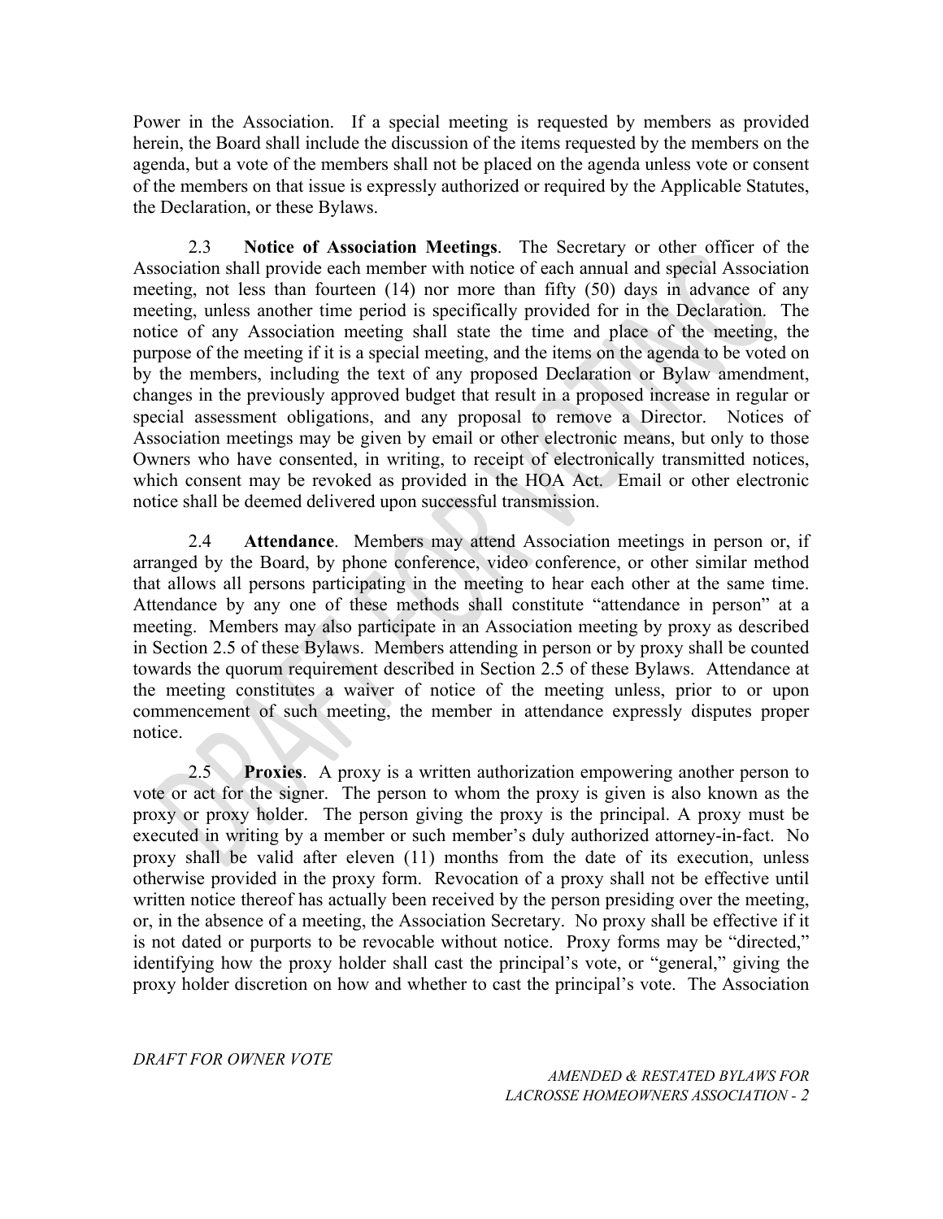Power in the Association. If a special meeting is requested by members as provided herein, the Board shall include the discussion of the items requested by the members on the agenda, but a vote of the members shall not be placed on the agenda unless vote or consent of the members on that issue is expressly authorized or required by the Applicable Statutes, the Declaration, or these Bylaws.

2.3 **Notice of Association Meetings**. The Secretary or other officer of the Association shall provide each member with notice of each annual and special Association meeting, not less than fourteen (14) nor more than fifty (50) days in advance of any meeting, unless another time period is specifically provided for in the Declaration. The notice of any Association meeting shall state the time and place of the meeting, the purpose of the meeting if it is a special meeting, and the items on the agenda to be voted on by the members, including the text of any proposed Declaration or Bylaw amendment, changes in the previously approved budget that result in a proposed increase in regular or special assessment obligations, and any proposal to remove a Director. Notices of Association meetings may be given by email or other electronic means, but only to those Owners who have consented, in writing, to receipt of electronically transmitted notices, which consent may be revoked as provided in the HOA Act. Email or other electronic notice shall be deemed delivered upon successful transmission.

2.4 **Attendance**. Members may attend Association meetings in person or, if arranged by the Board, by phone conference, video conference, or other similar method that allows all persons participating in the meeting to hear each other at the same time. Attendance by any one of these methods shall constitute "attendance in person" at a meeting. Members may also participate in an Association meeting by proxy as described in Section 2.5 of these Bylaws. Members attending in person or by proxy shall be counted towards the quorum requirement described in Section 2.5 of these Bylaws. Attendance at the meeting constitutes a waiver of notice of the meeting unless, prior to or upon commencement of such meeting, the member in attendance expressly disputes proper notice.

2.5 **Proxies**. A proxy is a written authorization empowering another person to vote or act for the signer. The person to whom the proxy is given is also known as the proxy or proxy holder. The person giving the proxy is the principal. A proxy must be executed in writing by a member or such member's duly authorized attorney-in-fact. No proxy shall be valid after eleven (11) months from the date of its execution, unless otherwise provided in the proxy form. Revocation of a proxy shall not be effective until written notice thereof has actually been received by the person presiding over the meeting, or, in the absence of a meeting, the Association Secretary. No proxy shall be effective if it is not dated or purports to be revocable without notice. Proxy forms may be "directed," identifying how the proxy holder shall cast the principal's vote, or "general," giving the proxy holder discretion on how and whether to cast the principal's vote. The Association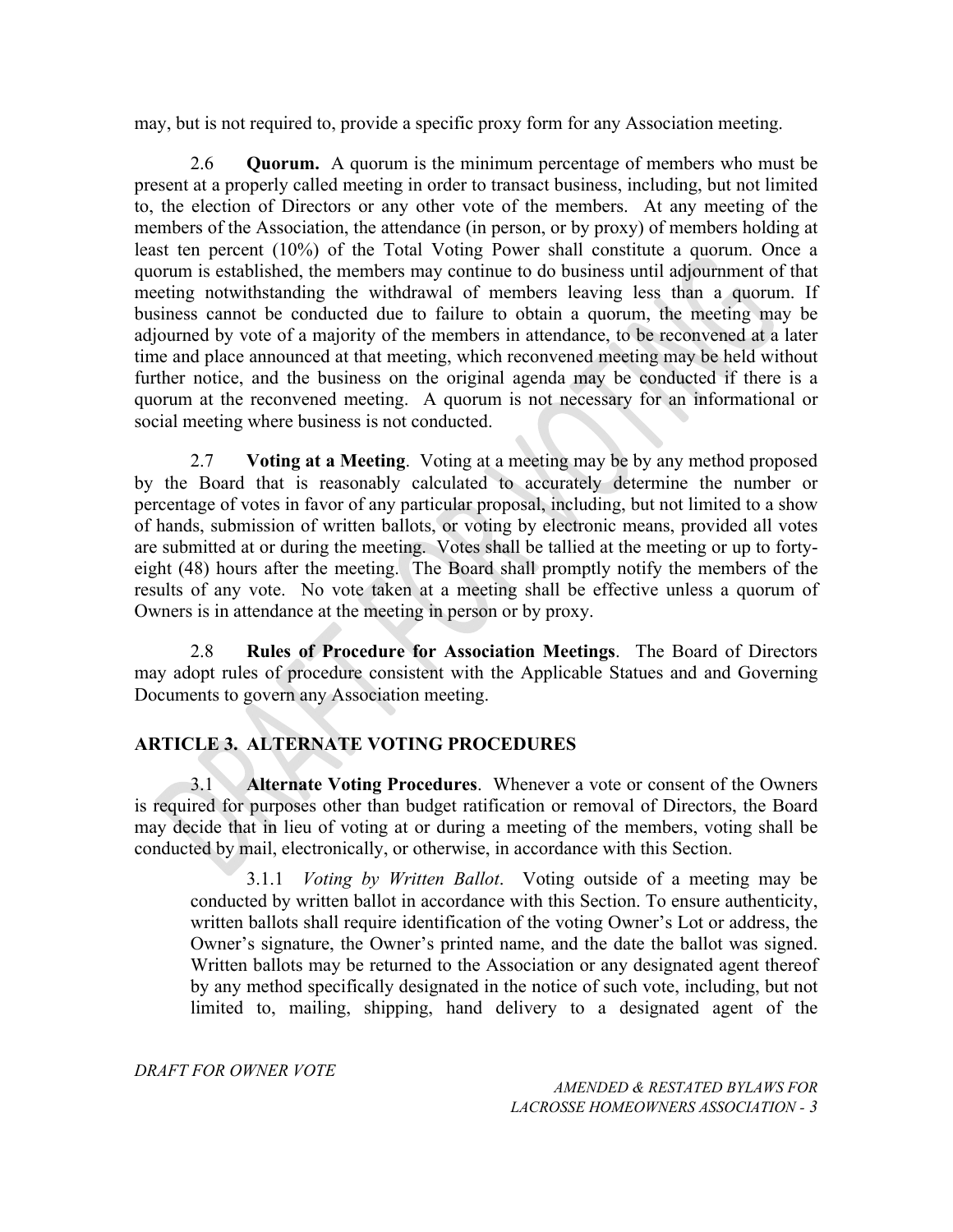may, but is not required to, provide a specific proxy form for any Association meeting.

2.6 **Quorum.** A quorum is the minimum percentage of members who must be present at a properly called meeting in order to transact business, including, but not limited to, the election of Directors or any other vote of the members. At any meeting of the members of the Association, the attendance (in person, or by proxy) of members holding at least ten percent (10%) of the Total Voting Power shall constitute a quorum. Once a quorum is established, the members may continue to do business until adjournment of that meeting notwithstanding the withdrawal of members leaving less than a quorum. If business cannot be conducted due to failure to obtain a quorum, the meeting may be adjourned by vote of a majority of the members in attendance, to be reconvened at a later time and place announced at that meeting, which reconvened meeting may be held without further notice, and the business on the original agenda may be conducted if there is a quorum at the reconvened meeting. A quorum is not necessary for an informational or social meeting where business is not conducted.

2.7 **Voting at a Meeting**. Voting at a meeting may be by any method proposed by the Board that is reasonably calculated to accurately determine the number or percentage of votes in favor of any particular proposal, including, but not limited to a show of hands, submission of written ballots, or voting by electronic means, provided all votes are submitted at or during the meeting. Votes shall be tallied at the meeting or up to forty-eight (48) hours after the meeting. The Board shall promptly notify the members of the results of any vote. No vote taken at a meeting shall be effective unless a quorum of Owners is in attendance at the meeting in person or by proxy.

2.8 **Rules of Procedure for Association Meetings**. The Board of Directors may adopt rules of procedure consistent with the Applicable Statues and and Governing Documents to govern any Association meeting.

## ARTICLE 3. ALTERNATE VOTING PROCEDURES

3.1 **Alternate Voting Procedures**. Whenever a vote or consent of the Owners is required for purposes other than budget ratification or removal of Directors, the Board may decide that in lieu of voting at or during a meeting of the members, voting shall be conducted by mail, electronically, or otherwise, in accordance with this Section.

3.1.1 *Voting by Written Ballot*. Voting outside of a meeting may be conducted by written ballot in accordance with this Section. To ensure authenticity, written ballots shall require identification of the voting Owner's Lot or address, the Owner's signature, the Owner's printed name, and the date the ballot was signed. Written ballots may be returned to the Association or any designated agent thereof by any method specifically designated in the notice of such vote, including, but not limited to, mailing, shipping, hand delivery to a designated agent of the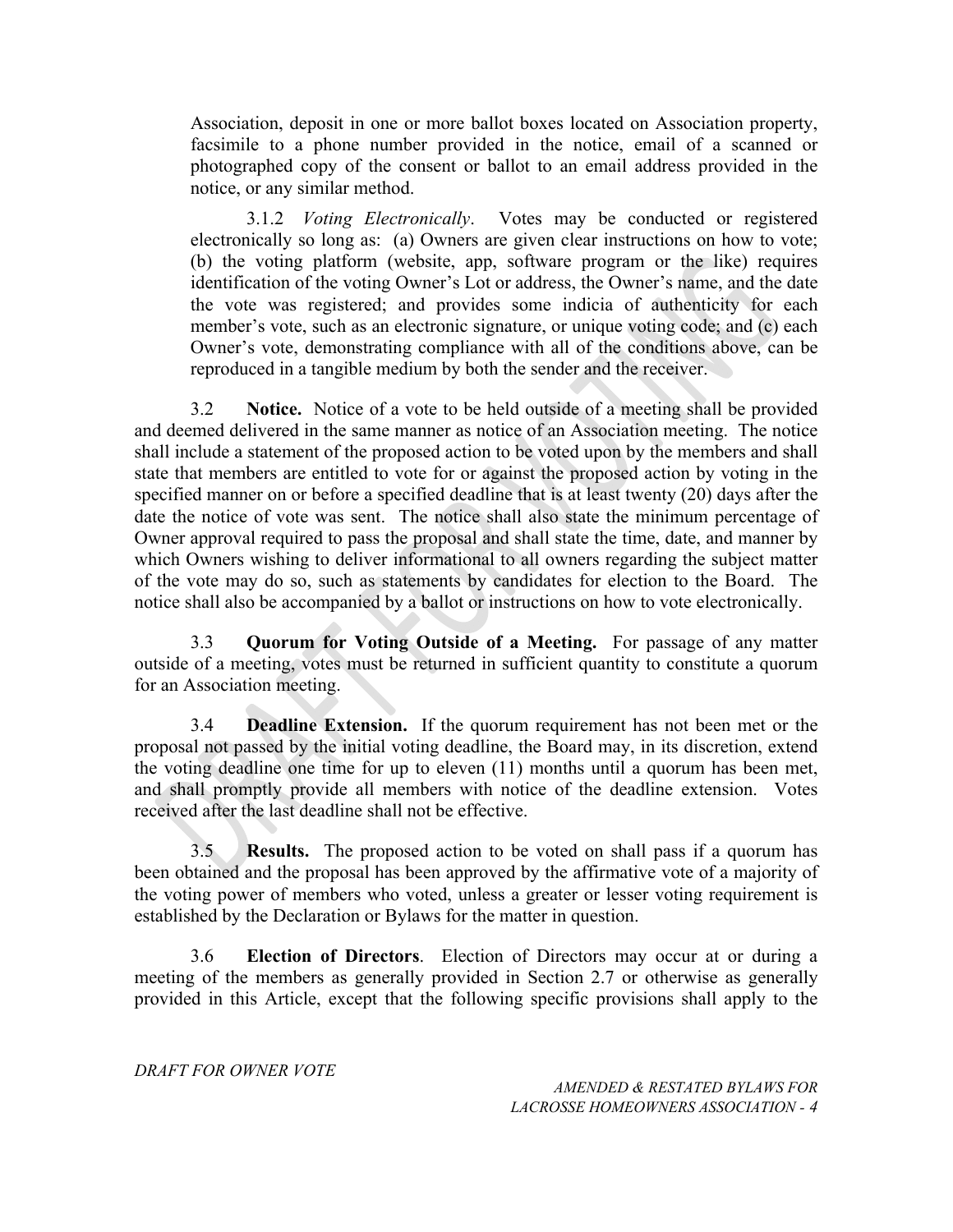Association, deposit in one or more ballot boxes located on Association property, facsimile to a phone number provided in the notice, email of a scanned or photographed copy of the consent or ballot to an email address provided in the notice, or any similar method.

3.1.2 *Voting Electronically*. Votes may be conducted or registered electronically so long as: (a) Owners are given clear instructions on how to vote; (b) the voting platform (website, app, software program or the like) requires identification of the voting Owner's Lot or address, the Owner's name, and the date the vote was registered; and provides some indicia of authenticity for each member's vote, such as an electronic signature, or unique voting code; and (c) each Owner's vote, demonstrating compliance with all of the conditions above, can be reproduced in a tangible medium by both the sender and the receiver.

3.2 **Notice.** Notice of a vote to be held outside of a meeting shall be provided and deemed delivered in the same manner as notice of an Association meeting. The notice shall include a statement of the proposed action to be voted upon by the members and shall state that members are entitled to vote for or against the proposed action by voting in the specified manner on or before a specified deadline that is at least twenty (20) days after the date the notice of vote was sent. The notice shall also state the minimum percentage of Owner approval required to pass the proposal and shall state the time, date, and manner by which Owners wishing to deliver informational to all owners regarding the subject matter of the vote may do so, such as statements by candidates for election to the Board. The notice shall also be accompanied by a ballot or instructions on how to vote electronically.

3.3 **Quorum for Voting Outside of a Meeting.** For passage of any matter outside of a meeting, votes must be returned in sufficient quantity to constitute a quorum for an Association meeting.

3.4 **Deadline Extension.** If the quorum requirement has not been met or the proposal not passed by the initial voting deadline, the Board may, in its discretion, extend the voting deadline one time for up to eleven (11) months until a quorum has been met, and shall promptly provide all members with notice of the deadline extension. Votes received after the last deadline shall not be effective.

3.5 **Results.** The proposed action to be voted on shall pass if a quorum has been obtained and the proposal has been approved by the affirmative vote of a majority of the voting power of members who voted, unless a greater or lesser voting requirement is established by the Declaration or Bylaws for the matter in question.

3.6 **Election of Directors**. Election of Directors may occur at or during a meeting of the members as generally provided in Section 2.7 or otherwise as generally provided in this Article, except that the following specific provisions shall apply to the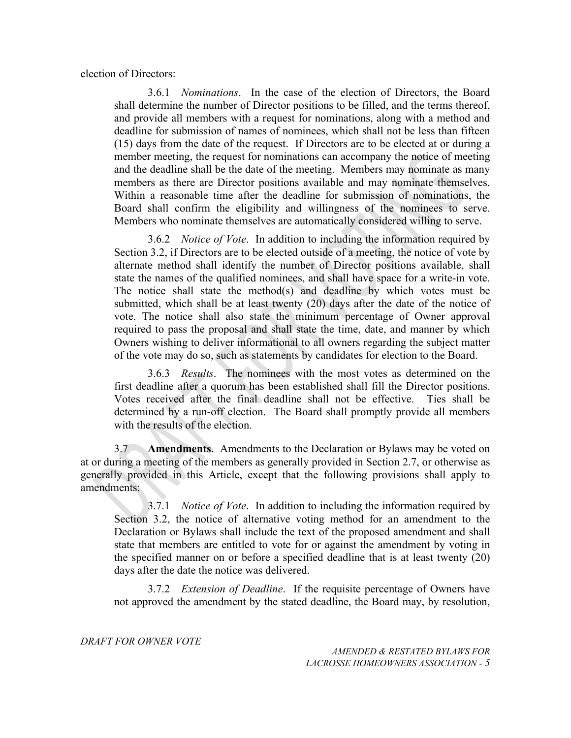election of Directors:

> 3.6.1 *Nominations*. In the case of the election of Directors, the Board shall determine the number of Director positions to be filled, and the terms thereof, and provide all members with a request for nominations, along with a method and deadline for submission of names of nominees, which shall not be less than fifteen (15) days from the date of the request. If Directors are to be elected at or during a member meeting, the request for nominations can accompany the notice of meeting and the deadline shall be the date of the meeting. Members may nominate as many members as there are Director positions available and may nominate themselves. Within a reasonable time after the deadline for submission of nominations, the Board shall confirm the eligibility and willingness of the nominees to serve. Members who nominate themselves are automatically considered willing to serve.
>
> 3.6.2 *Notice of Vote*. In addition to including the information required by Section 3.2, if Directors are to be elected outside of a meeting, the notice of vote by alternate method shall identify the number of Director positions available, shall state the names of the qualified nominees, and shall have space for a write-in vote. The notice shall state the method(s) and deadline by which votes must be submitted, which shall be at least twenty (20) days after the date of the notice of vote. The notice shall also state the minimum percentage of Owner approval required to pass the proposal and shall state the time, date, and manner by which Owners wishing to deliver informational to all owners regarding the subject matter of the vote may do so, such as statements by candidates for election to the Board.
>
> 3.6.3 *Results*. The nominees with the most votes as determined on the first deadline after a quorum has been established shall fill the Director positions. Votes received after the final deadline shall not be effective. Ties shall be determined by a run-off election. The Board shall promptly provide all members with the results of the election.

3.7 **Amendments**. Amendments to the Declaration or Bylaws may be voted on at or during a meeting of the members as generally provided in Section 2.7, or otherwise as generally provided in this Article, except that the following provisions shall apply to amendments:

> 3.7.1 *Notice of Vote*. In addition to including the information required by Section 3.2, the notice of alternative voting method for an amendment to the Declaration or Bylaws shall include the text of the proposed amendment and shall state that members are entitled to vote for or against the amendment by voting in the specified manner on or before a specified deadline that is at least twenty (20) days after the date the notice was delivered.
>
> 3.7.2 *Extension of Deadline*. If the requisite percentage of Owners have not approved the amendment by the stated deadline, the Board may, by resolution,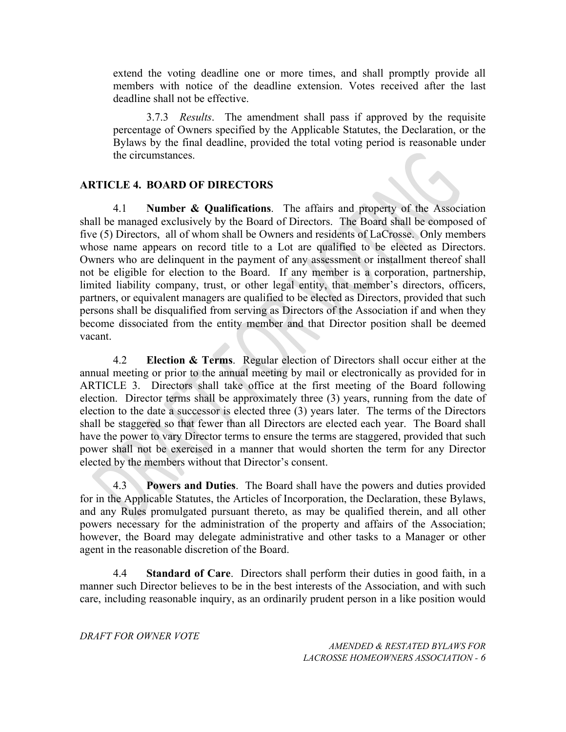extend the voting deadline one or more times, and shall promptly provide all members with notice of the deadline extension. Votes received after the last deadline shall not be effective.

3.7.3 *Results*. The amendment shall pass if approved by the requisite percentage of Owners specified by the Applicable Statutes, the Declaration, or the Bylaws by the final deadline, provided the total voting period is reasonable under the circumstances.

## ARTICLE 4. BOARD OF DIRECTORS

4.1 **Number & Qualifications**. The affairs and property of the Association shall be managed exclusively by the Board of Directors. The Board shall be composed of five (5) Directors, all of whom shall be Owners and residents of LaCrosse. Only members whose name appears on record title to a Lot are qualified to be elected as Directors. Owners who are delinquent in the payment of any assessment or installment thereof shall not be eligible for election to the Board. If any member is a corporation, partnership, limited liability company, trust, or other legal entity, that member's directors, officers, partners, or equivalent managers are qualified to be elected as Directors, provided that such persons shall be disqualified from serving as Directors of the Association if and when they become dissociated from the entity member and that Director position shall be deemed vacant.

4.2 **Election & Terms**. Regular election of Directors shall occur either at the annual meeting or prior to the annual meeting by mail or electronically as provided for in ARTICLE 3. Directors shall take office at the first meeting of the Board following election. Director terms shall be approximately three (3) years, running from the date of election to the date a successor is elected three (3) years later. The terms of the Directors shall be staggered so that fewer than all Directors are elected each year. The Board shall have the power to vary Director terms to ensure the terms are staggered, provided that such power shall not be exercised in a manner that would shorten the term for any Director elected by the members without that Director's consent.

4.3 **Powers and Duties**. The Board shall have the powers and duties provided for in the Applicable Statutes, the Articles of Incorporation, the Declaration, these Bylaws, and any Rules promulgated pursuant thereto, as may be qualified therein, and all other powers necessary for the administration of the property and affairs of the Association; however, the Board may delegate administrative and other tasks to a Manager or other agent in the reasonable discretion of the Board.

4.4 **Standard of Care**. Directors shall perform their duties in good faith, in a manner such Director believes to be in the best interests of the Association, and with such care, including reasonable inquiry, as an ordinarily prudent person in a like position would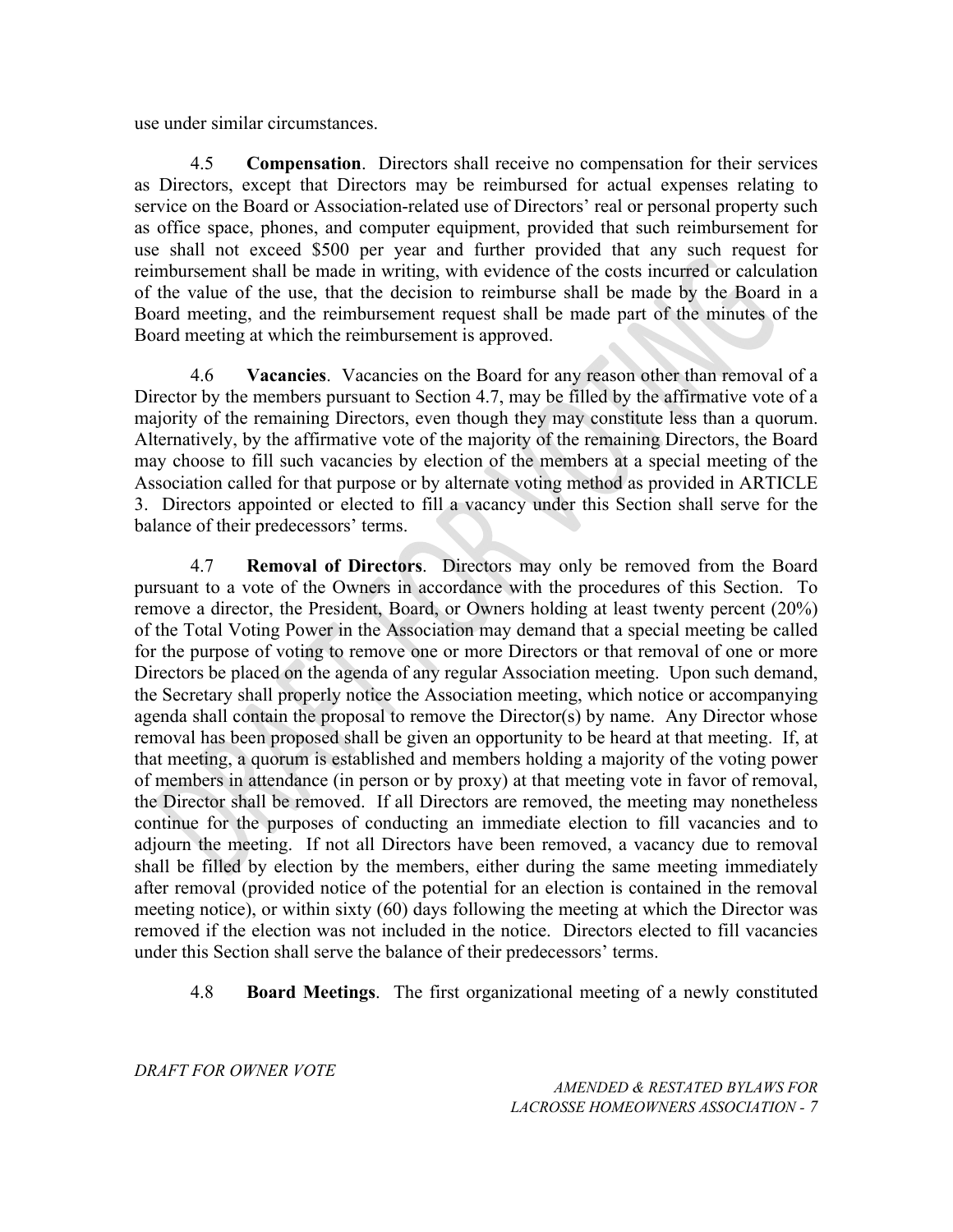use under similar circumstances.

4.5 **Compensation**. Directors shall receive no compensation for their services as Directors, except that Directors may be reimbursed for actual expenses relating to service on the Board or Association-related use of Directors' real or personal property such as office space, phones, and computer equipment, provided that such reimbursement for use shall not exceed $500 per year and further provided that any such request for reimbursement shall be made in writing, with evidence of the costs incurred or calculation of the value of the use, that the decision to reimburse shall be made by the Board in a Board meeting, and the reimbursement request shall be made part of the minutes of the Board meeting at which the reimbursement is approved.

4.6 **Vacancies**. Vacancies on the Board for any reason other than removal of a Director by the members pursuant to Section 4.7, may be filled by the affirmative vote of a majority of the remaining Directors, even though they may constitute less than a quorum. Alternatively, by the affirmative vote of the majority of the remaining Directors, the Board may choose to fill such vacancies by election of the members at a special meeting of the Association called for that purpose or by alternate voting method as provided in ARTICLE 3. Directors appointed or elected to fill a vacancy under this Section shall serve for the balance of their predecessors' terms.

4.7 **Removal of Directors**. Directors may only be removed from the Board pursuant to a vote of the Owners in accordance with the procedures of this Section. To remove a director, the President, Board, or Owners holding at least twenty percent (20%) of the Total Voting Power in the Association may demand that a special meeting be called for the purpose of voting to remove one or more Directors or that removal of one or more Directors be placed on the agenda of any regular Association meeting. Upon such demand, the Secretary shall properly notice the Association meeting, which notice or accompanying agenda shall contain the proposal to remove the Director(s) by name. Any Director whose removal has been proposed shall be given an opportunity to be heard at that meeting. If, at that meeting, a quorum is established and members holding a majority of the voting power of members in attendance (in person or by proxy) at that meeting vote in favor of removal, the Director shall be removed. If all Directors are removed, the meeting may nonetheless continue for the purposes of conducting an immediate election to fill vacancies and to adjourn the meeting. If not all Directors have been removed, a vacancy due to removal shall be filled by election by the members, either during the same meeting immediately after removal (provided notice of the potential for an election is contained in the removal meeting notice), or within sixty (60) days following the meeting at which the Director was removed if the election was not included in the notice. Directors elected to fill vacancies under this Section shall serve the balance of their predecessors' terms.

4.8 **Board Meetings**. The first organizational meeting of a newly constituted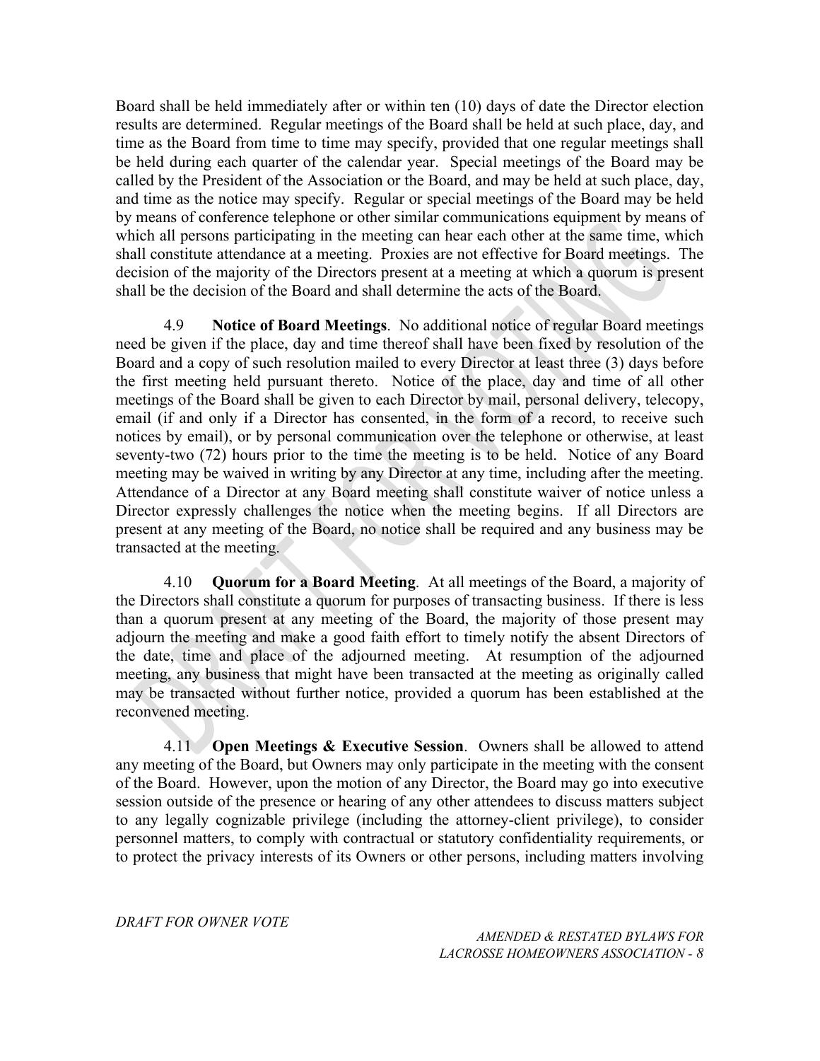Board shall be held immediately after or within ten (10) days of date the Director election results are determined. Regular meetings of the Board shall be held at such place, day, and time as the Board from time to time may specify, provided that one regular meetings shall be held during each quarter of the calendar year. Special meetings of the Board may be called by the President of the Association or the Board, and may be held at such place, day, and time as the notice may specify. Regular or special meetings of the Board may be held by means of conference telephone or other similar communications equipment by means of which all persons participating in the meeting can hear each other at the same time, which shall constitute attendance at a meeting. Proxies are not effective for Board meetings. The decision of the majority of the Directors present at a meeting at which a quorum is present shall be the decision of the Board and shall determine the acts of the Board.

4.9 **Notice of Board Meetings**. No additional notice of regular Board meetings need be given if the place, day and time thereof shall have been fixed by resolution of the Board and a copy of such resolution mailed to every Director at least three (3) days before the first meeting held pursuant thereto. Notice of the place, day and time of all other meetings of the Board shall be given to each Director by mail, personal delivery, telecopy, email (if and only if a Director has consented, in the form of a record, to receive such notices by email), or by personal communication over the telephone or otherwise, at least seventy-two (72) hours prior to the time the meeting is to be held. Notice of any Board meeting may be waived in writing by any Director at any time, including after the meeting. Attendance of a Director at any Board meeting shall constitute waiver of notice unless a Director expressly challenges the notice when the meeting begins. If all Directors are present at any meeting of the Board, no notice shall be required and any business may be transacted at the meeting.

4.10 **Quorum for a Board Meeting**. At all meetings of the Board, a majority of the Directors shall constitute a quorum for purposes of transacting business. If there is less than a quorum present at any meeting of the Board, the majority of those present may adjourn the meeting and make a good faith effort to timely notify the absent Directors of the date, time and place of the adjourned meeting. At resumption of the adjourned meeting, any business that might have been transacted at the meeting as originally called may be transacted without further notice, provided a quorum has been established at the reconvened meeting.

4.11 **Open Meetings & Executive Session**. Owners shall be allowed to attend any meeting of the Board, but Owners may only participate in the meeting with the consent of the Board. However, upon the motion of any Director, the Board may go into executive session outside of the presence or hearing of any other attendees to discuss matters subject to any legally cognizable privilege (including the attorney-client privilege), to consider personnel matters, to comply with contractual or statutory confidentiality requirements, or to protect the privacy interests of its Owners or other persons, including matters involving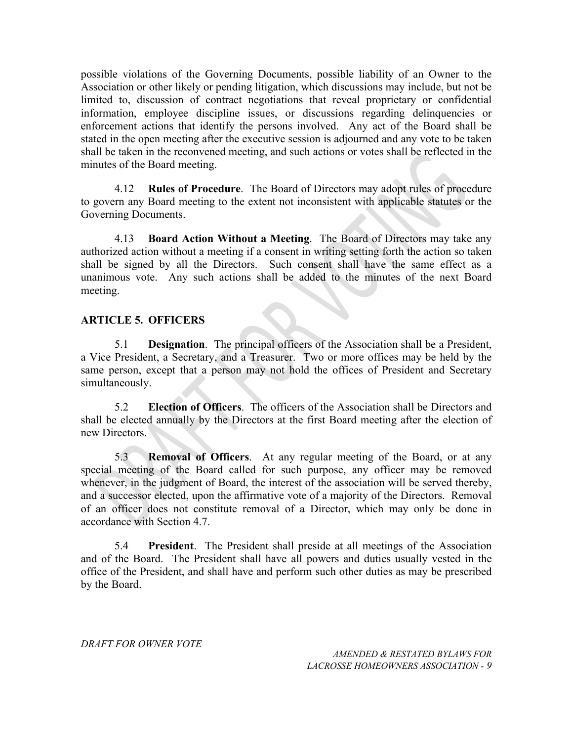possible violations of the Governing Documents, possible liability of an Owner to the Association or other likely or pending litigation, which discussions may include, but not be limited to, discussion of contract negotiations that reveal proprietary or confidential information, employee discipline issues, or discussions regarding delinquencies or enforcement actions that identify the persons involved. Any act of the Board shall be stated in the open meeting after the executive session is adjourned and any vote to be taken shall be taken in the reconvened meeting, and such actions or votes shall be reflected in the minutes of the Board meeting.

4.12 **Rules of Procedure**. The Board of Directors may adopt rules of procedure to govern any Board meeting to the extent not inconsistent with applicable statutes or the Governing Documents.

4.13 **Board Action Without a Meeting**. The Board of Directors may take any authorized action without a meeting if a consent in writing setting forth the action so taken shall be signed by all the Directors. Such consent shall have the same effect as a unanimous vote. Any such actions shall be added to the minutes of the next Board meeting.

## ARTICLE 5. OFFICERS

5.1 **Designation**. The principal officers of the Association shall be a President, a Vice President, a Secretary, and a Treasurer. Two or more offices may be held by the same person, except that a person may not hold the offices of President and Secretary simultaneously.

5.2 **Election of Officers**. The officers of the Association shall be Directors and shall be elected annually by the Directors at the first Board meeting after the election of new Directors.

5.3 **Removal of Officers**. At any regular meeting of the Board, or at any special meeting of the Board called for such purpose, any officer may be removed whenever, in the judgment of Board, the interest of the association will be served thereby, and a successor elected, upon the affirmative vote of a majority of the Directors. Removal of an officer does not constitute removal of a Director, which may only be done in accordance with Section 4.7.

5.4 **President**. The President shall preside at all meetings of the Association and of the Board. The President shall have all powers and duties usually vested in the office of the President, and shall have and perform such other duties as may be prescribed by the Board.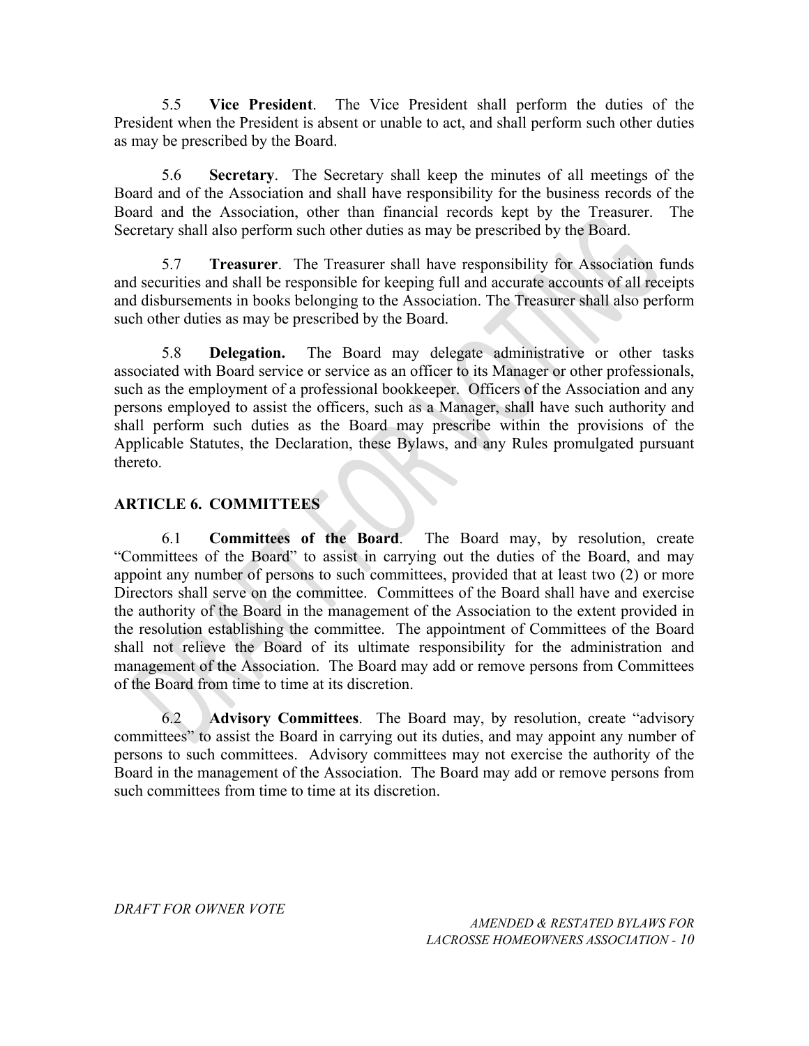5.5 **Vice President**. The Vice President shall perform the duties of the President when the President is absent or unable to act, and shall perform such other duties as may be prescribed by the Board.

5.6 **Secretary**. The Secretary shall keep the minutes of all meetings of the Board and of the Association and shall have responsibility for the business records of the Board and the Association, other than financial records kept by the Treasurer. The Secretary shall also perform such other duties as may be prescribed by the Board.

5.7 **Treasurer**. The Treasurer shall have responsibility for Association funds and securities and shall be responsible for keeping full and accurate accounts of all receipts and disbursements in books belonging to the Association. The Treasurer shall also perform such other duties as may be prescribed by the Board.

5.8 **Delegation.** The Board may delegate administrative or other tasks associated with Board service or service as an officer to its Manager or other professionals, such as the employment of a professional bookkeeper. Officers of the Association and any persons employed to assist the officers, such as a Manager, shall have such authority and shall perform such duties as the Board may prescribe within the provisions of the Applicable Statutes, the Declaration, these Bylaws, and any Rules promulgated pursuant thereto.

## ARTICLE 6. COMMITTEES

6.1 **Committees of the Board**. The Board may, by resolution, create "Committees of the Board" to assist in carrying out the duties of the Board, and may appoint any number of persons to such committees, provided that at least two (2) or more Directors shall serve on the committee. Committees of the Board shall have and exercise the authority of the Board in the management of the Association to the extent provided in the resolution establishing the committee. The appointment of Committees of the Board shall not relieve the Board of its ultimate responsibility for the administration and management of the Association. The Board may add or remove persons from Committees of the Board from time to time at its discretion.

6.2 **Advisory Committees**. The Board may, by resolution, create "advisory committees" to assist the Board in carrying out its duties, and may appoint any number of persons to such committees. Advisory committees may not exercise the authority of the Board in the management of the Association. The Board may add or remove persons from such committees from time to time at its discretion.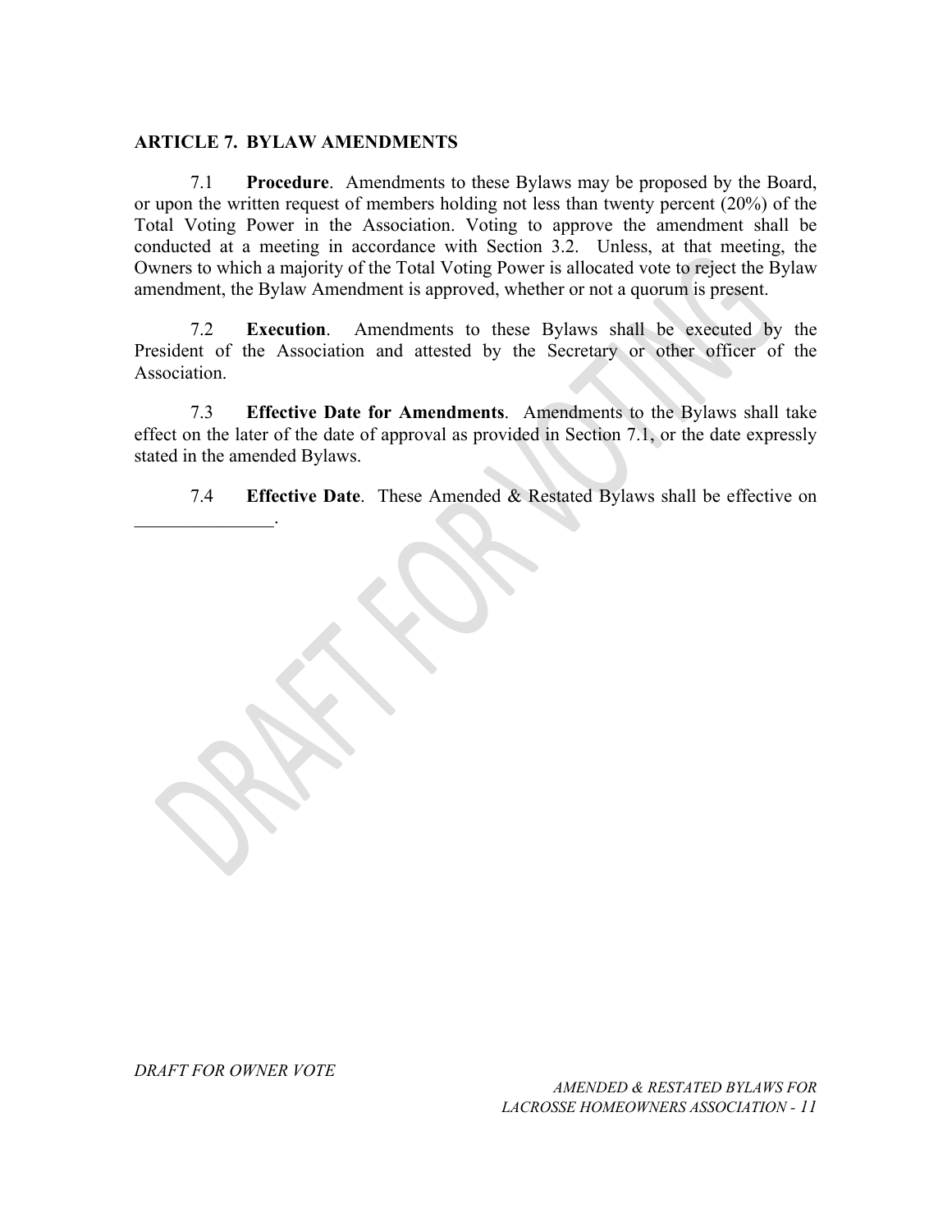## ARTICLE 7. BYLAW AMENDMENTS

7.1 **Procedure**. Amendments to these Bylaws may be proposed by the Board, or upon the written request of members holding not less than twenty percent (20%) of the Total Voting Power in the Association. Voting to approve the amendment shall be conducted at a meeting in accordance with Section 3.2. Unless, at that meeting, the Owners to which a majority of the Total Voting Power is allocated vote to reject the Bylaw amendment, the Bylaw Amendment is approved, whether or not a quorum is present.

7.2 **Execution**. Amendments to these Bylaws shall be executed by the President of the Association and attested by the Secretary or other officer of the Association.

7.3 **Effective Date for Amendments**. Amendments to the Bylaws shall take effect on the later of the date of approval as provided in Section 7.1, or the date expressly stated in the amended Bylaws.

7.4 **Effective Date**. These Amended & Restated Bylaws shall be effective on _______________.